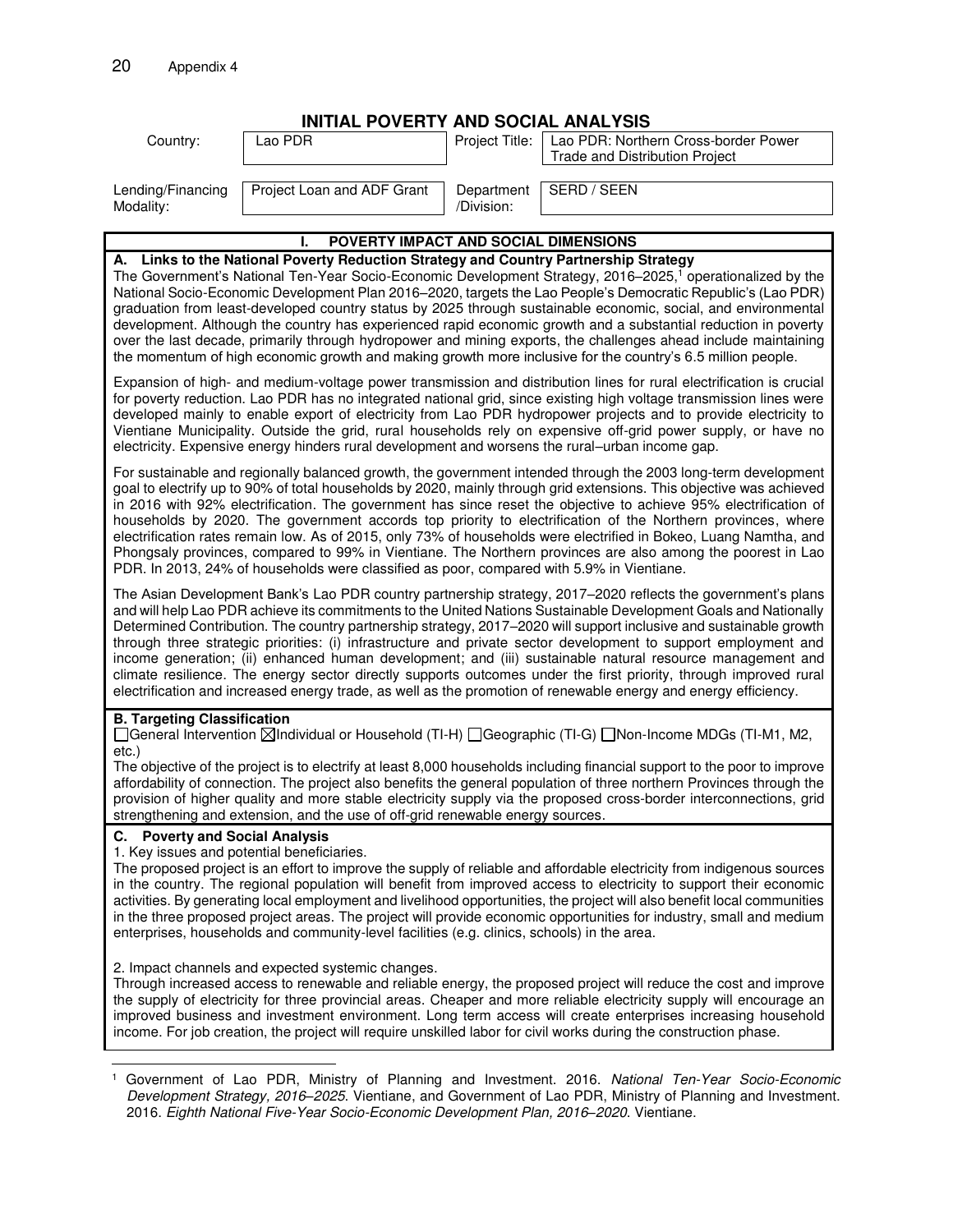# INITIAL POVERTY AND SOCIAL ANALYSIS

| Country: | Lao PDR | Project Title: | Lao PDR: Northern Cross-border Power Trade and Distribution Project |
|---|---|---|---|
| Lending/Financing Modality: | Project Loan and ADF Grant | Department /Division: | SERD / SEEN |

## I. POVERTY IMPACT AND SOCIAL DIMENSIONS

### A. Links to the National Poverty Reduction Strategy and Country Partnership Strategy

The Government's National Ten-Year Socio-Economic Development Strategy, 2016–2025,[1] operationalized by the National Socio-Economic Development Plan 2016–2020, targets the Lao People's Democratic Republic's (Lao PDR) graduation from least-developed country status by 2025 through sustainable economic, social, and environmental development. Although the country has experienced rapid economic growth and a substantial reduction in poverty over the last decade, primarily through hydropower and mining exports, the challenges ahead include maintaining the momentum of high economic growth and making growth more inclusive for the country's 6.5 million people.

Expansion of high- and medium-voltage power transmission and distribution lines for rural electrification is crucial for poverty reduction. Lao PDR has no integrated national grid, since existing high voltage transmission lines were developed mainly to enable export of electricity from Lao PDR hydropower projects and to provide electricity to Vientiane Municipality. Outside the grid, rural households rely on expensive off-grid power supply, or have no electricity. Expensive energy hinders rural development and worsens the rural–urban income gap.

For sustainable and regionally balanced growth, the government intended through the 2003 long-term development goal to electrify up to 90% of total households by 2020, mainly through grid extensions. This objective was achieved in 2016 with 92% electrification. The government has since reset the objective to achieve 95% electrification of households by 2020. The government accords top priority to electrification of the Northern provinces, where electrification rates remain low. As of 2015, only 73% of households were electrified in Bokeo, Luang Namtha, and Phongsaly provinces, compared to 99% in Vientiane. The Northern provinces are also among the poorest in Lao PDR. In 2013, 24% of households were classified as poor, compared with 5.9% in Vientiane.

The Asian Development Bank's Lao PDR country partnership strategy, 2017–2020 reflects the government's plans and will help Lao PDR achieve its commitments to the United Nations Sustainable Development Goals and Nationally Determined Contribution. The country partnership strategy, 2017–2020 will support inclusive and sustainable growth through three strategic priorities: (i) infrastructure and private sector development to support employment and income generation; (ii) enhanced human development; and (iii) sustainable natural resource management and climate resilience. The energy sector directly supports outcomes under the first priority, through improved rural electrification and increased energy trade, as well as the promotion of renewable energy and energy efficiency.

### B. Targeting Classification

☐General Intervention ☒Individual or Household (TI-H) ☐Geographic (TI-G) ☐Non-Income MDGs (TI-M1, M2, etc.)

The objective of the project is to electrify at least 8,000 households including financial support to the poor to improve affordability of connection. The project also benefits the general population of three northern Provinces through the provision of higher quality and more stable electricity supply via the proposed cross-border interconnections, grid strengthening and extension, and the use of off-grid renewable energy sources.

### C. Poverty and Social Analysis

1. Key issues and potential beneficiaries.

The proposed project is an effort to improve the supply of reliable and affordable electricity from indigenous sources in the country. The regional population will benefit from improved access to electricity to support their economic activities. By generating local employment and livelihood opportunities, the project will also benefit local communities in the three proposed project areas. The project will provide economic opportunities for industry, small and medium enterprises, households and community-level facilities (e.g. clinics, schools) in the area.

2. Impact channels and expected systemic changes.

Through increased access to renewable and reliable energy, the proposed project will reduce the cost and improve the supply of electricity for three provincial areas. Cheaper and more reliable electricity supply will encourage an improved business and investment environment. Long term access will create enterprises increasing household income. For job creation, the project will require unskilled labor for civil works during the construction phase.

---

[1] Government of Lao PDR, Ministry of Planning and Investment. 2016. *National Ten-Year Socio-Economic Development Strategy, 2016–2025*. Vientiane, and Government of Lao PDR, Ministry of Planning and Investment. 2016. *Eighth National Five-Year Socio-Economic Development Plan, 2016–2020*. Vientiane.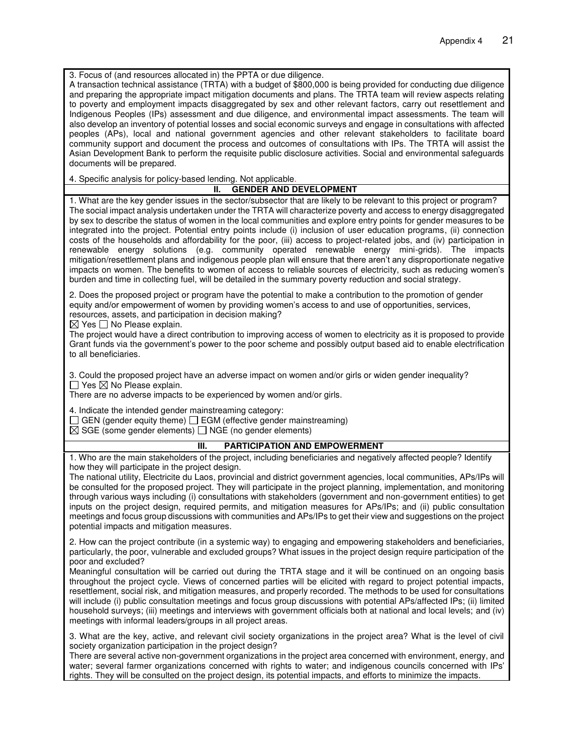3. Focus of (and resources allocated in) the PPTA or due diligence.
A transaction technical assistance (TRTA) with a budget of $800,000 is being provided for conducting due diligence and preparing the appropriate impact mitigation documents and plans. The TRTA team will review aspects relating to poverty and employment impacts disaggregated by sex and other relevant factors, carry out resettlement and Indigenous Peoples (IPs) assessment and due diligence, and environmental impact assessments. The team will also develop an inventory of potential losses and social economic surveys and engage in consultations with affected peoples (APs), local and national government agencies and other relevant stakeholders to facilitate board community support and document the process and outcomes of consultations with IPs. The TRTA will assist the Asian Development Bank to perform the requisite public disclosure activities. Social and environmental safeguards documents will be prepared.

4. Specific analysis for policy-based lending. Not applicable.

## II. GENDER AND DEVELOPMENT

1. What are the key gender issues in the sector/subsector that are likely to be relevant to this project or program?
The social impact analysis undertaken under the TRTA will characterize poverty and access to energy disaggregated by sex to describe the status of women in the local communities and explore entry points for gender measures to be integrated into the project. Potential entry points include (i) inclusion of user education programs, (ii) connection costs of the households and affordability for the poor, (iii) access to project-related jobs, and (iv) participation in renewable energy solutions (e.g. community operated renewable energy mini-grids). The impacts mitigation/resettlement plans and indigenous people plan will ensure that there aren't any disproportionate negative impacts on women. The benefits to women of access to reliable sources of electricity, such as reducing women's burden and time in collecting fuel, will be detailed in the summary poverty reduction and social strategy.

2. Does the proposed project or program have the potential to make a contribution to the promotion of gender equity and/or empowerment of women by providing women's access to and use of opportunities, services, resources, assets, and participation in decision making?
☒ Yes ☐ No Please explain.
The project would have a direct contribution to improving access of women to electricity as it is proposed to provide Grant funds via the government's power to the poor scheme and possibly output based aid to enable electrification to all beneficiaries.

3. Could the proposed project have an adverse impact on women and/or girls or widen gender inequality?
☐ Yes ☒ No Please explain.
There are no adverse impacts to be experienced by women and/or girls.

4. Indicate the intended gender mainstreaming category:
☐ GEN (gender equity theme) ☐ EGM (effective gender mainstreaming)
☒ SGE (some gender elements) ☐ NGE (no gender elements)

## III. PARTICIPATION AND EMPOWERMENT

1. Who are the main stakeholders of the project, including beneficiaries and negatively affected people? Identify how they will participate in the project design.
The national utility, Electricite du Laos, provincial and district government agencies, local communities, APs/IPs will be consulted for the proposed project. They will participate in the project planning, implementation, and monitoring through various ways including (i) consultations with stakeholders (government and non-government entities) to get inputs on the project design, required permits, and mitigation measures for APs/IPs; and (ii) public consultation meetings and focus group discussions with communities and APs/IPs to get their view and suggestions on the project potential impacts and mitigation measures.

2. How can the project contribute (in a systemic way) to engaging and empowering stakeholders and beneficiaries, particularly, the poor, vulnerable and excluded groups? What issues in the project design require participation of the poor and excluded?
Meaningful consultation will be carried out during the TRTA stage and it will be continued on an ongoing basis throughout the project cycle. Views of concerned parties will be elicited with regard to project potential impacts, resettlement, social risk, and mitigation measures, and properly recorded. The methods to be used for consultations will include (i) public consultation meetings and focus group discussions with potential APs/affected IPs; (ii) limited household surveys; (iii) meetings and interviews with government officials both at national and local levels; and (iv) meetings with informal leaders/groups in all project areas.

3. What are the key, active, and relevant civil society organizations in the project area? What is the level of civil society organization participation in the project design?
There are several active non-government organizations in the project area concerned with environment, energy, and water; several farmer organizations concerned with rights to water; and indigenous councils concerned with IPs' rights. They will be consulted on the project design, its potential impacts, and efforts to minimize the impacts.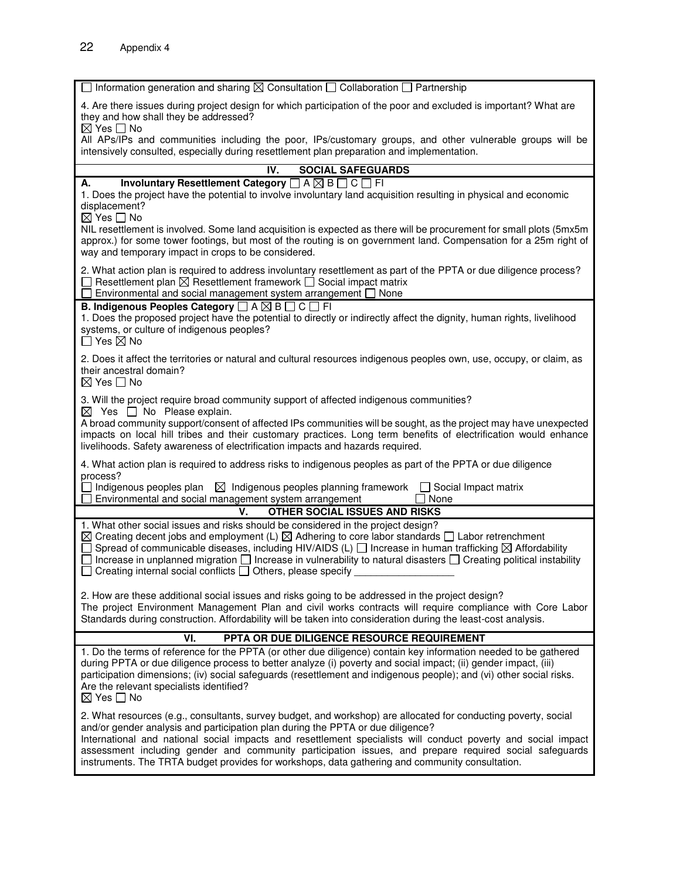☐ Information generation and sharing ☒ Consultation ☐ Collaboration ☐ Partnership

4. Are there issues during project design for which participation of the poor and excluded is important? What are they and how shall they be addressed?
☒ Yes ☐ No
All APs/IPs and communities including the poor, IPs/customary groups, and other vulnerable groups will be intensively consulted, especially during resettlement plan preparation and implementation.

## IV. SOCIAL SAFEGUARDS

**A. Involuntary Resettlement Category** ☐ A ☒ B ☐ C ☐ FI

1. Does the project have the potential to involve involuntary land acquisition resulting in physical and economic displacement?
☒ Yes ☐ No
NIL resettlement is involved. Some land acquisition is expected as there will be procurement for small plots (5mx5m approx.) for some tower footings, but most of the routing is on government land. Compensation for a 25m right of way and temporary impact in crops to be considered.

2. What action plan is required to address involuntary resettlement as part of the PPTA or due diligence process?
☐ Resettlement plan ☒ Resettlement framework ☐ Social impact matrix
☐ Environmental and social management system arrangement ☐ None

**B. Indigenous Peoples Category** ☐ A ☒ B ☐ C ☐ FI

1. Does the proposed project have the potential to directly or indirectly affect the dignity, human rights, livelihood systems, or culture of indigenous peoples?
☐ Yes ☒ No

2. Does it affect the territories or natural and cultural resources indigenous peoples own, use, occupy, or claim, as their ancestral domain?
☒ Yes ☐ No

3. Will the project require broad community support of affected indigenous communities?
☒ Yes ☐ No Please explain.
A broad community support/consent of affected IPs communities will be sought, as the project may have unexpected impacts on local hill tribes and their customary practices. Long term benefits of electrification would enhance livelihoods. Safety awareness of electrification impacts and hazards required.

4. What action plan is required to address risks to indigenous peoples as part of the PPTA or due diligence process?
☐ Indigenous peoples plan ☒ Indigenous peoples planning framework ☐ Social Impact matrix
☐ Environmental and social management system arrangement ☐ None

## V. OTHER SOCIAL ISSUES AND RISKS

1. What other social issues and risks should be considered in the project design?
☒ Creating decent jobs and employment (L) ☒ Adhering to core labor standards ☐ Labor retrenchment
☐ Spread of communicable diseases, including HIV/AIDS (L) ☐ Increase in human trafficking ☒ Affordability
☐ Increase in unplanned migration ☐ Increase in vulnerability to natural disasters ☐ Creating political instability
☐ Creating internal social conflicts ☐ Others, please specify ___________

2. How are these additional social issues and risks going to be addressed in the project design?
The project Environment Management Plan and civil works contracts will require compliance with Core Labor Standards during construction. Affordability will be taken into consideration during the least-cost analysis.

## VI. PPTA OR DUE DILIGENCE RESOURCE REQUIREMENT

1. Do the terms of reference for the PPTA (or other due diligence) contain key information needed to be gathered during PPTA or due diligence process to better analyze (i) poverty and social impact; (ii) gender impact, (iii) participation dimensions; (iv) social safeguards (resettlement and indigenous people); and (vi) other social risks. Are the relevant specialists identified?
☒ Yes ☐ No

2. What resources (e.g., consultants, survey budget, and workshop) are allocated for conducting poverty, social and/or gender analysis and participation plan during the PPTA or due diligence?
International and national social impacts and resettlement specialists will conduct poverty and social impact assessment including gender and community participation issues, and prepare required social safeguards instruments. The TRTA budget provides for workshops, data gathering and community consultation.